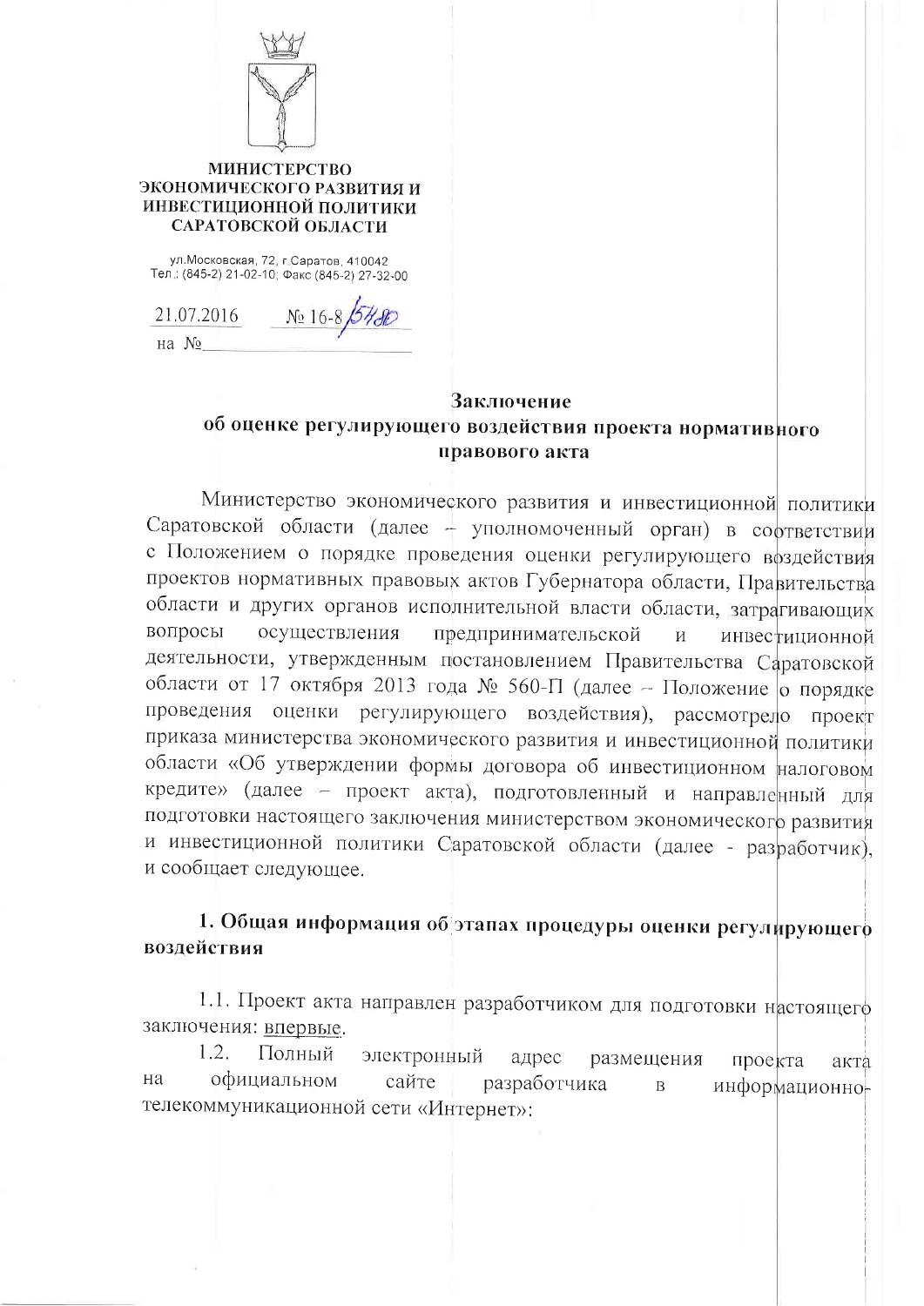**МИНИСТЕРСТВО ЭКОНОМИЧЕСКОГО РАЗВИТИЯ И ИНВЕСТИЦИОННОЙ ПОЛИТИКИ САРАТОВСКОЙ ОБЛАСТИ**

ул.Московская, 72, г.Саратов, 410042
Тел.: (845-2) 21-02-10; Факс (845-2) 27-32-00

21.07.2016 № 16-8/5480

на №\_\_\_\_\_\_\_\_\_\_\_\_\_\_\_\_

## Заключение
## об оценке регулирующего воздействия проекта нормативного правового акта

Министерство экономического развития и инвестиционной политики Саратовской области (далее – уполномоченный орган) в соответствии с Положением о порядке проведения оценки регулирующего воздействия проектов нормативных правовых актов Губернатора области, Правительства области и других органов исполнительной власти области, затрагивающих вопросы осуществления предпринимательской и инвестиционной деятельности, утвержденным постановлением Правительства Саратовской области от 17 октября 2013 года № 560-П (далее – Положение о порядке проведения оценки регулирующего воздействия), рассмотрело проект приказа министерства экономического развития и инвестиционной политики области «Об утверждении формы договора об инвестиционном налоговом кредите» (далее – проект акта), подготовленный и направленный для подготовки настоящего заключения министерством экономического развития и инвестиционной политики Саратовской области (далее - разработчик), и сообщает следующее.

### 1. Общая информация об этапах процедуры оценки регулирующего воздействия

1.1. Проект акта направлен разработчиком для подготовки настоящего заключения: впервые.

1.2. Полный электронный адрес размещения проекта акта на официальном сайте разработчика в информационно-телекоммуникационной сети «Интернет»: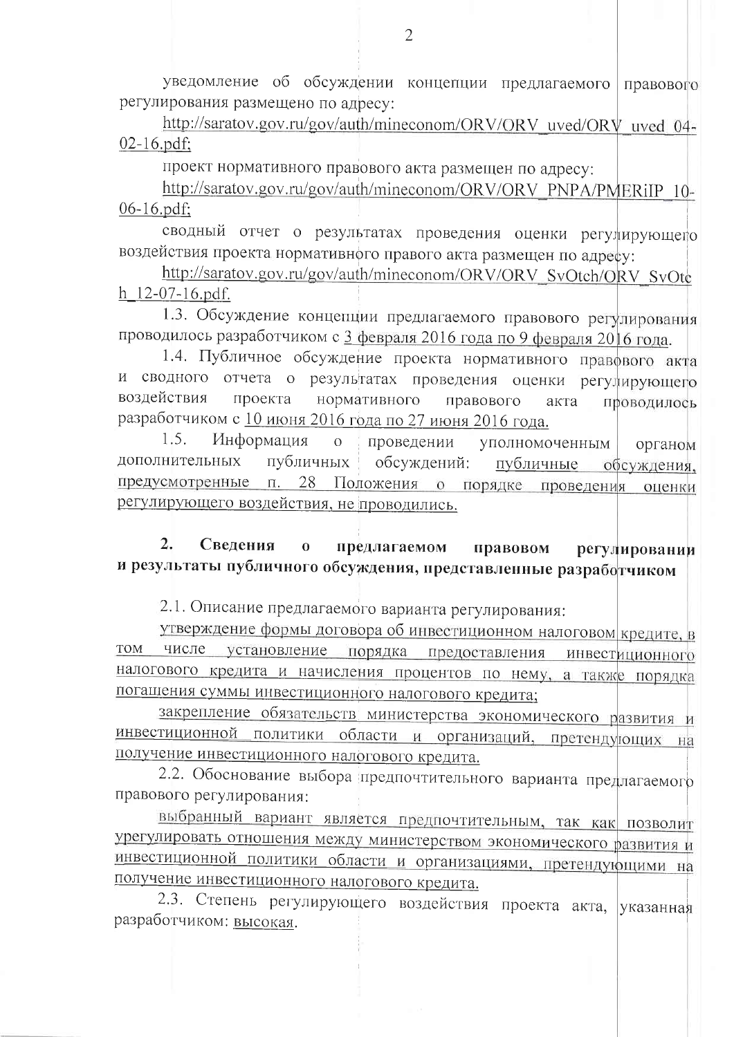уведомление об обсуждении концепции предлагаемого правового регулирования размещено по адресу:

http://saratov.gov.ru/gov/auth/mineconom/ORV/ORV_uved/ORV_uved_04-02-16.pdf;

проект нормативного правового акта размещен по адресу:

http://saratov.gov.ru/gov/auth/mineconom/ORV/ORV_PNPA/PMERiIP_10-06-16.pdf;

сводный отчет о результатах проведения оценки регулирующего воздействия проекта нормативного правого акта размещен по адресу:

http://saratov.gov.ru/gov/auth/mineconom/ORV/ORV_SvOtch/ORV_SvOtch_12-07-16.pdf.

1.3. Обсуждение концепции предлагаемого правового регулирования проводилось разработчиком с 3 февраля 2016 года по 9 февраля 2016 года.

1.4. Публичное обсуждение проекта нормативного правового акта и сводного отчета о результатах проведения оценки регулирующего воздействия проекта нормативного правового акта проводилось разработчиком с 10 июня 2016 года по 27 июня 2016 года.

1.5. Информация о проведении уполномоченным органом дополнительных публичных обсуждений: публичные обсуждения, предусмотренные п. 28 Положения о порядке проведения оценки регулирующего воздействия, не проводились.

## 2. Сведения о предлагаемом правовом регулировании и результаты публичного обсуждения, представленные разработчиком

2.1. Описание предлагаемого варианта регулирования:

утверждение формы договора об инвестиционном налоговом кредите, в том числе установление порядка предоставления инвестиционного налогового кредита и начисления процентов по нему, а также порядка погашения суммы инвестиционного налогового кредита;

закрепление обязательств министерства экономического развития и инвестиционной политики области и организаций, претендующих на получение инвестиционного налогового кредита.

2.2. Обоснование выбора предпочтительного варианта предлагаемого правового регулирования:

выбранный вариант является предпочтительным, так как позволит урегулировать отношения между министерством экономического развития и инвестиционной политики области и организациями, претендующими на получение инвестиционного налогового кредита.

2.3. Степень регулирующего воздействия проекта акта, указанная разработчиком: высокая.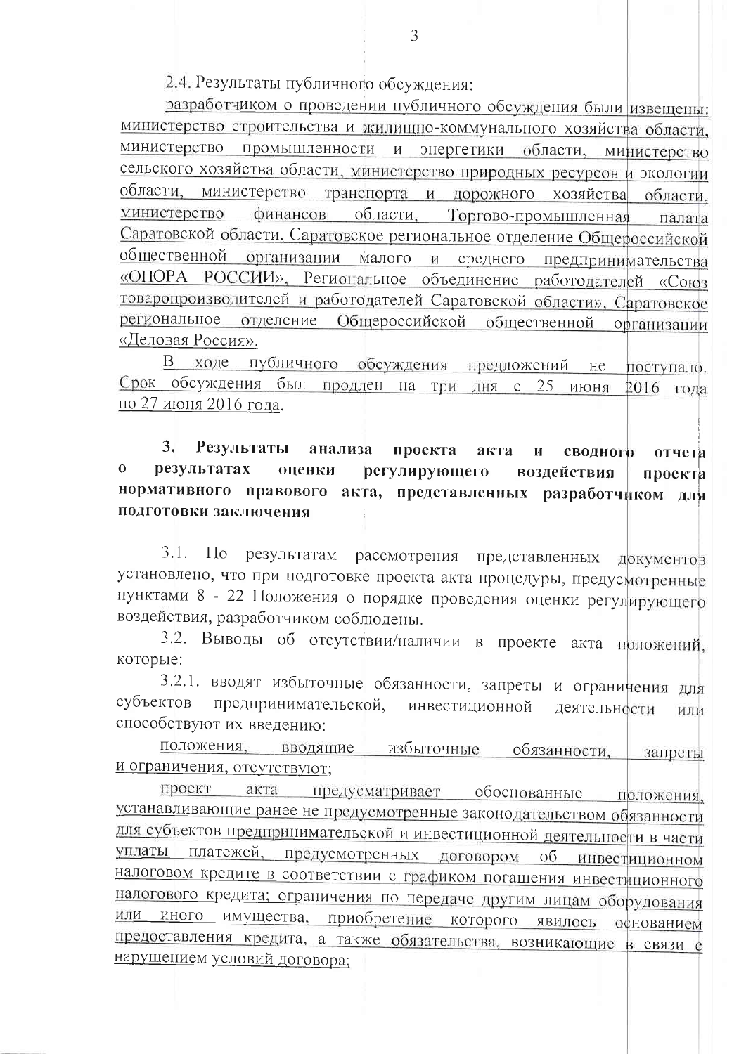2.4. Результаты публичного обсуждения:

разработчиком о проведении публичного обсуждения были извещены: министерство строительства и жилищно-коммунального хозяйства области, министерство промышленности и энергетики области, министерство сельского хозяйства области, министерство природных ресурсов и экологии области, министерство транспорта и дорожного хозяйства области, министерство финансов области, Торгово-промышленная палата Саратовской области, Саратовское региональное отделение Общероссийской общественной организации малого и среднего предпринимательства «ОПОРА РОССИИ», Региональное объединение работодателей «Союз товаропроизводителей и работодателей Саратовской области», Саратовское региональное отделение Общероссийской общественной организации «Деловая Россия».

В ходе публичного обсуждения предложений не поступало. Срок обсуждения был продлен на три дня с 25 июня 2016 года по 27 июня 2016 года.

**3. Результаты анализа проекта акта и сводного отчета о результатах оценки регулирующего воздействия проекта нормативного правового акта, представленных разработчиком для подготовки заключения**

3.1. По результатам рассмотрения представленных документов установлено, что при подготовке проекта акта процедуры, предусмотренные пунктами 8 - 22 Положения о порядке проведения оценки регулирующего воздействия, разработчиком соблюдены.

3.2. Выводы об отсутствии/наличии в проекте акта положений, которые:

3.2.1. вводят избыточные обязанности, запреты и ограничения для субъектов предпринимательской, инвестиционной деятельности или способствуют их введению:

положения, вводящие избыточные обязанности, запреты и ограничения, отсутствуют;

проект акта предусматривает обоснованные положения, устанавливающие ранее не предусмотренные законодательством обязанности для субъектов предпринимательской и инвестиционной деятельности в части уплаты платежей, предусмотренных договором об инвестиционном налоговом кредите в соответствии с графиком погашения инвестиционного налогового кредита; ограничения по передаче другим лицам оборудования или иного имущества, приобретение которого явилось основанием предоставления кредита, а также обязательства, возникающие в связи с нарушением условий договора;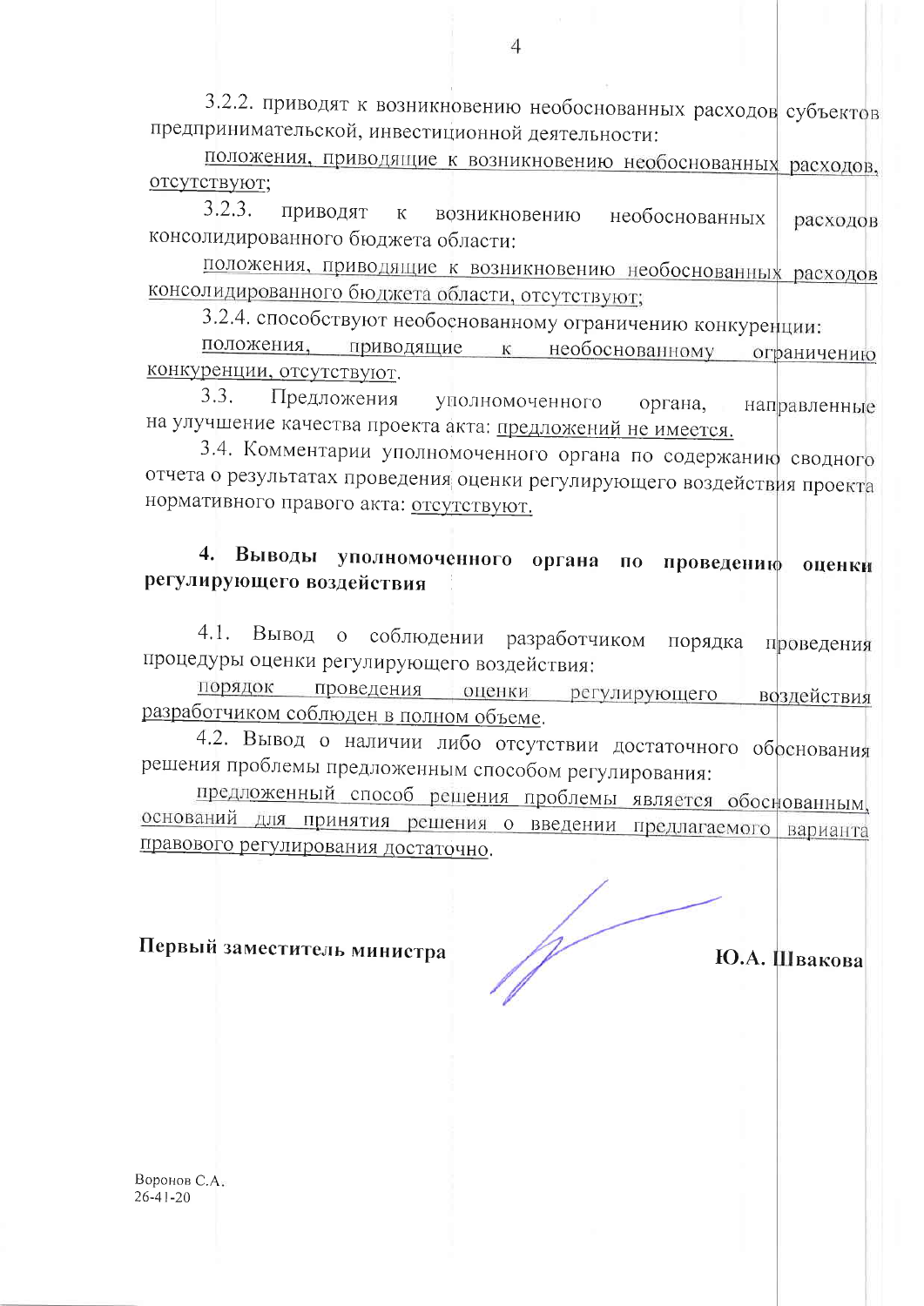3.2.2. приводят к возникновению необоснованных расходов субъектов предпринимательской, инвестиционной деятельности:

положения, приводящие к возникновению необоснованных расходов, отсутствуют;

3.2.3. приводят к возникновению необоснованных расходов консолидированного бюджета области:

положения, приводящие к возникновению необоснованных расходов консолидированного бюджета области, отсутствуют;

3.2.4. способствуют необоснованному ограничению конкуренции:

положения, приводящие к необоснованному ограничению конкуренции, отсутствуют.

3.3. Предложения уполномоченного органа, направленные на улучшение качества проекта акта: предложений не имеется.

3.4. Комментарии уполномоченного органа по содержанию сводного отчета о результатах проведения оценки регулирующего воздействия проекта нормативного правого акта: отсутствуют.

## 4. Выводы уполномоченного органа по проведению оценки регулирующего воздействия

4.1. Вывод о соблюдении разработчиком порядка проведения процедуры оценки регулирующего воздействия:

порядок проведения оценки регулирующего воздействия разработчиком соблюден в полном объеме.

4.2. Вывод о наличии либо отсутствии достаточного обоснования решения проблемы предложенным способом регулирования:

предложенный способ решения проблемы является обоснованным, оснований для принятия решения о введении предлагаемого варианта правового регулирования достаточно.

**Первый заместитель министра** **Ю.А. Швакова**

Воронов С.А.
26-41-20